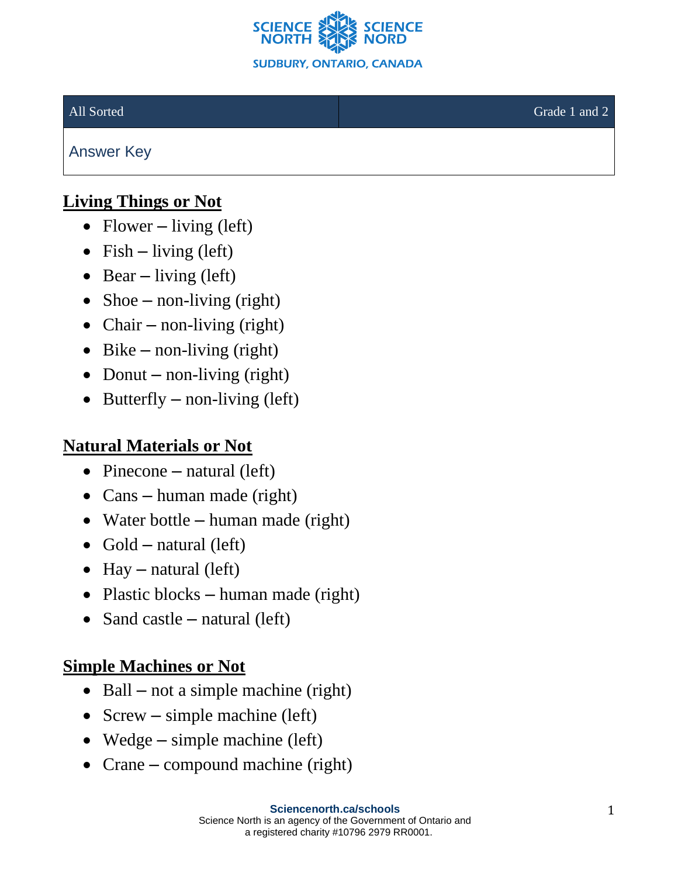| All Sorted | Grade 1 and 2 |
| --- | --- |
| Answer Key | |

## Living Things or Not

- Flower – living (left)
- Fish – living (left)
- Bear – living (left)
- Shoe – non-living (right)
- Chair – non-living (right)
- Bike – non-living (right)
- Donut – non-living (right)
- Butterfly – non-living (left)

## Natural Materials or Not

- Pinecone – natural (left)
- Cans – human made (right)
- Water bottle – human made (right)
- Gold – natural (left)
- Hay – natural (left)
- Plastic blocks – human made (right)
- Sand castle – natural (left)

## Simple Machines or Not

- Ball – not a simple machine (right)
- Screw – simple machine (left)
- Wedge – simple machine (left)
- Crane – compound machine (right)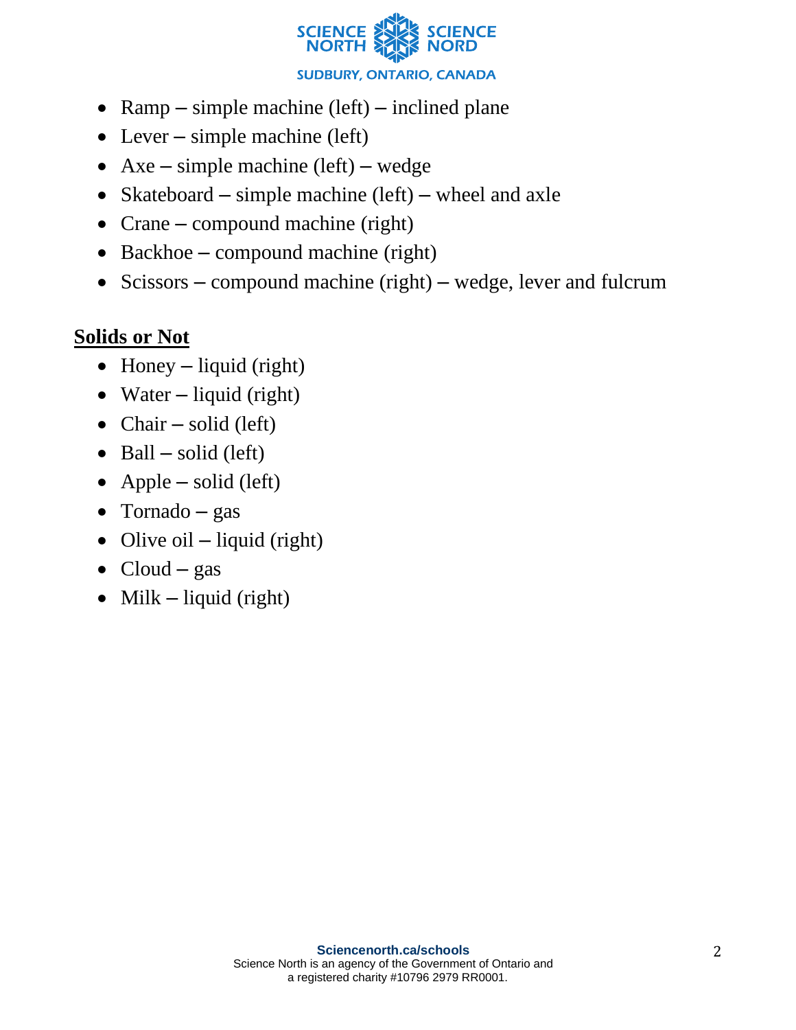- Ramp – simple machine (left) – inclined plane
- Lever – simple machine (left)
- Axe – simple machine (left) – wedge
- Skateboard – simple machine (left) – wheel and axle
- Crane – compound machine (right)
- Backhoe – compound machine (right)
- Scissors – compound machine (right) – wedge, lever and fulcrum

**Solids or Not**

- Honey – liquid (right)
- Water – liquid (right)
- Chair – solid (left)
- Ball – solid (left)
- Apple – solid (left)
- Tornado – gas
- Olive oil – liquid (right)
- Cloud – gas
- Milk – liquid (right)